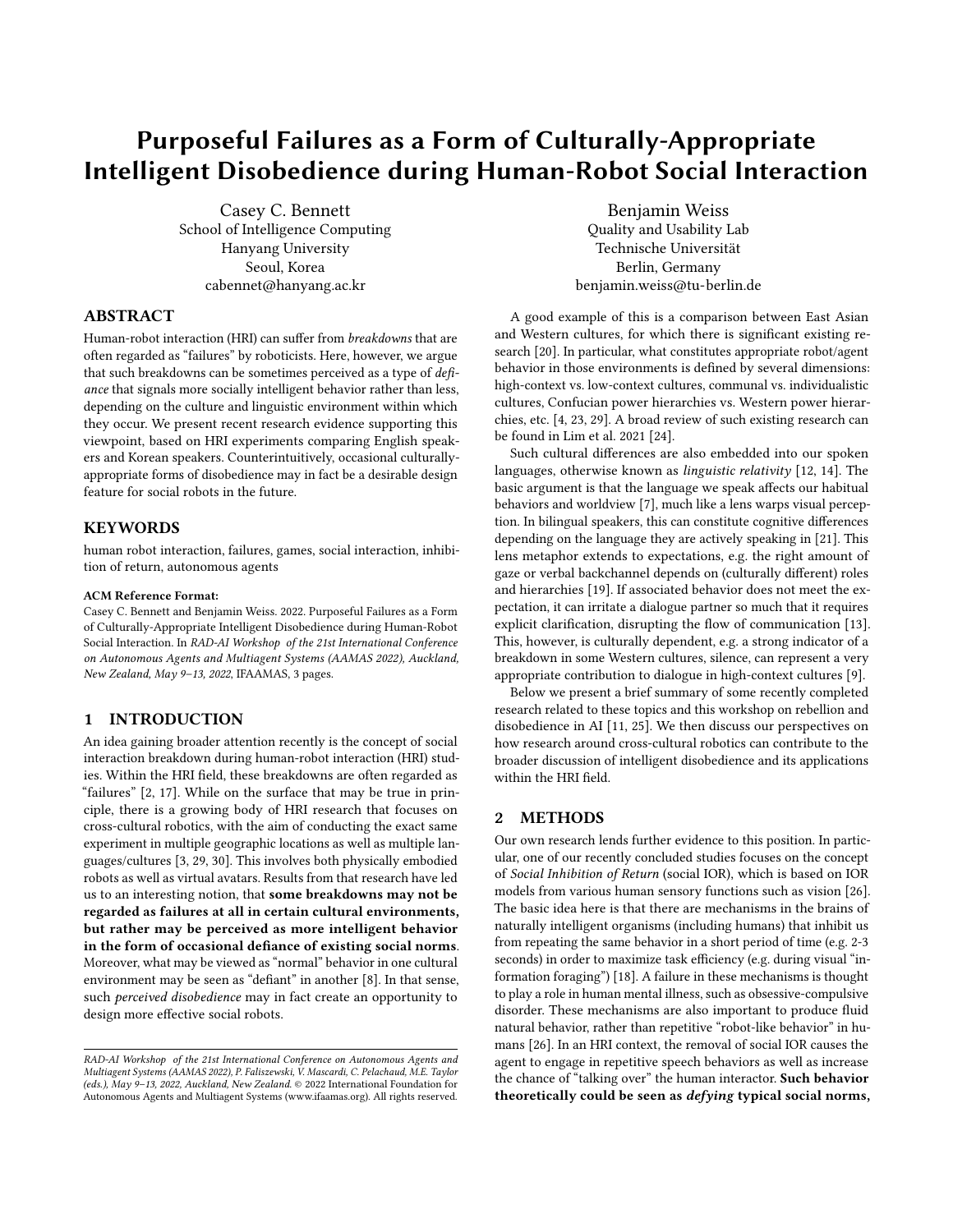# Purposeful Failures as a Form of Culturally-Appropriate Intelligent Disobedience during Human-Robot Social Interaction

Casey C. Bennett
School of Intelligence Computing
Hanyang University
Seoul, Korea
cabennet@hanyang.ac.kr

Benjamin Weiss
Quality and Usability Lab
Technische Universität
Berlin, Germany
benjamin.weiss@tu-berlin.de

## ABSTRACT

Human-robot interaction (HRI) can suffer from *breakdowns* that are often regarded as "failures" by roboticists. Here, however, we argue that such breakdowns can be sometimes perceived as a type of *defiance* that signals more socially intelligent behavior rather than less, depending on the culture and linguistic environment within which they occur. We present recent research evidence supporting this viewpoint, based on HRI experiments comparing English speakers and Korean speakers. Counterintuitively, occasional culturally-appropriate forms of disobedience may in fact be a desirable design feature for social robots in the future.

## KEYWORDS

human robot interaction, failures, games, social interaction, inhibition of return, autonomous agents

**ACM Reference Format:**
Casey C. Bennett and Benjamin Weiss. 2022. Purposeful Failures as a Form of Culturally-Appropriate Intelligent Disobedience during Human-Robot Social Interaction. In *RAD-AI Workshop of the 21st International Conference on Autonomous Agents and Multiagent Systems (AAMAS 2022), Auckland, New Zealand, May 9–13, 2022*, IFAAMAS, 3 pages.

## 1 INTRODUCTION

An idea gaining broader attention recently is the concept of social interaction breakdown during human-robot interaction (HRI) studies. Within the HRI field, these breakdowns are often regarded as "failures" [2, 17]. While on the surface that may be true in principle, there is a growing body of HRI research that focuses on cross-cultural robotics, with the aim of conducting the exact same experiment in multiple geographic locations as well as multiple languages/cultures [3, 29, 30]. This involves both physically embodied robots as well as virtual avatars. Results from that research have led us to an interesting notion, that **some breakdowns may not be regarded as failures at all in certain cultural environments, but rather may be perceived as more intelligent behavior in the form of occasional defiance of existing social norms**. Moreover, what may be viewed as "normal" behavior in one cultural environment may be seen as "defiant" in another [8]. In that sense, such *perceived disobedience* may in fact create an opportunity to design more effective social robots.

A good example of this is a comparison between East Asian and Western cultures, for which there is significant existing research [20]. In particular, what constitutes appropriate robot/agent behavior in those environments is defined by several dimensions: high-context vs. low-context cultures, communal vs. individualistic cultures, Confucian power hierarchies vs. Western power hierarchies, etc. [4, 23, 29]. A broad review of such existing research can be found in Lim et al. 2021 [24].

Such cultural differences are also embedded into our spoken languages, otherwise known as *linguistic relativity* [12, 14]. The basic argument is that the language we speak affects our habitual behaviors and worldview [7], much like a lens warps visual perception. In bilingual speakers, this can constitute cognitive differences depending on the language they are actively speaking in [21]. This lens metaphor extends to expectations, e.g. the right amount of gaze or verbal backchannel depends on (culturally different) roles and hierarchies [19]. If associated behavior does not meet the expectation, it can irritate a dialogue partner so much that it requires explicit clarification, disrupting the flow of communication [13]. This, however, is culturally dependent, e.g. a strong indicator of a breakdown in some Western cultures, silence, can represent a very appropriate contribution to dialogue in high-context cultures [9].

Below we present a brief summary of some recently completed research related to these topics and this workshop on rebellion and disobedience in AI [11, 25]. We then discuss our perspectives on how research around cross-cultural robotics can contribute to the broader discussion of intelligent disobedience and its applications within the HRI field.

## 2 METHODS

Our own research lends further evidence to this position. In particular, one of our recently concluded studies focuses on the concept of *Social Inhibition of Return* (social IOR), which is based on IOR models from various human sensory functions such as vision [26]. The basic idea here is that there are mechanisms in the brains of naturally intelligent organisms (including humans) that inhibit us from repeating the same behavior in a short period of time (e.g. 2-3 seconds) in order to maximize task efficiency (e.g. during visual "information foraging") [18]. A failure in these mechanisms is thought to play a role in human mental illness, such as obsessive-compulsive disorder. These mechanisms are also important to produce fluid natural behavior, rather than repetitive "robot-like behavior" in humans [26]. In an HRI context, the removal of social IOR causes the agent to engage in repetitive speech behaviors as well as increase the chance of "talking over" the human interactor. **Such behavior theoretically could be seen as *defying* typical social norms,**

*RAD-AI Workshop of the 21st International Conference on Autonomous Agents and Multiagent Systems (AAMAS 2022), P. Faliszewski, V. Mascardi, C. Pelachaud, M.E. Taylor (eds.), May 9–13, 2022, Auckland, New Zealand*. © 2022 International Foundation for Autonomous Agents and Multiagent Systems (www.ifaamas.org). All rights reserved.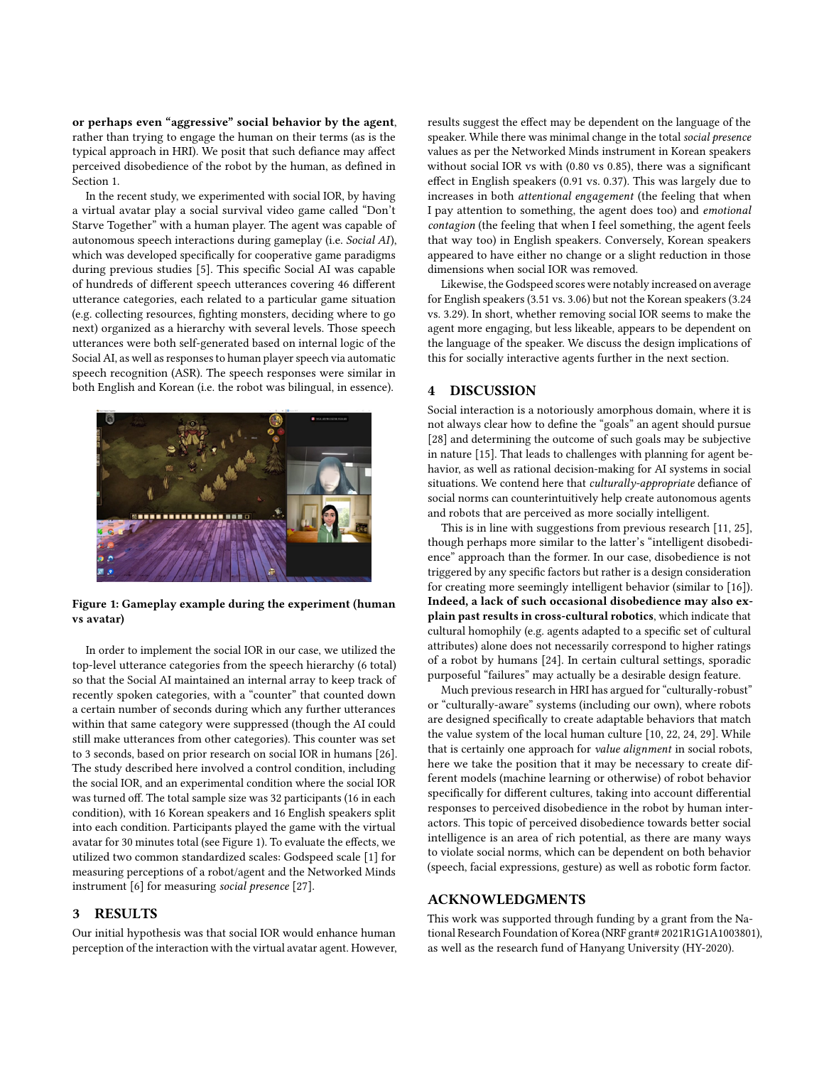**or perhaps even "aggressive" social behavior by the agent**, rather than trying to engage the human on their terms (as is the typical approach in HRI). We posit that such defiance may affect perceived disobedience of the robot by the human, as defined in Section 1.

In the recent study, we experimented with social IOR, by having a virtual avatar play a social survival video game called "Don't Starve Together" with a human player. The agent was capable of autonomous speech interactions during gameplay (i.e. *Social AI*), which was developed specifically for cooperative game paradigms during previous studies [5]. This specific Social AI was capable of hundreds of different speech utterances covering 46 different utterance categories, each related to a particular game situation (e.g. collecting resources, fighting monsters, deciding where to go next) organized as a hierarchy with several levels. Those speech utterances were both self-generated based on internal logic of the Social AI, as well as responses to human player speech via automatic speech recognition (ASR). The speech responses were similar in both English and Korean (i.e. the robot was bilingual, in essence).

**Figure 1: Gameplay example during the experiment (human vs avatar)**

In order to implement the social IOR in our case, we utilized the top-level utterance categories from the speech hierarchy (6 total) so that the Social AI maintained an internal array to keep track of recently spoken categories, with a "counter" that counted down a certain number of seconds during which any further utterances within that same category were suppressed (though the AI could still make utterances from other categories). This counter was set to 3 seconds, based on prior research on social IOR in humans [26]. The study described here involved a control condition, including the social IOR, and an experimental condition where the social IOR was turned off. The total sample size was 32 participants (16 in each condition), with 16 Korean speakers and 16 English speakers split into each condition. Participants played the game with the virtual avatar for 30 minutes total (see Figure 1). To evaluate the effects, we utilized two common standardized scales: Godspeed scale [1] for measuring perceptions of a robot/agent and the Networked Minds instrument [6] for measuring *social presence* [27].

## 3 RESULTS

Our initial hypothesis was that social IOR would enhance human perception of the interaction with the virtual avatar agent. However, results suggest the effect may be dependent on the language of the speaker. While there was minimal change in the total *social presence* values as per the Networked Minds instrument in Korean speakers without social IOR vs with (0.80 vs 0.85), there was a significant effect in English speakers (0.91 vs. 0.37). This was largely due to increases in both *attentional engagement* (the feeling that when I pay attention to something, the agent does too) and *emotional contagion* (the feeling that when I feel something, the agent feels that way too) in English speakers. Conversely, Korean speakers appeared to have either no change or a slight reduction in those dimensions when social IOR was removed.

Likewise, the Godspeed scores were notably increased on average for English speakers (3.51 vs. 3.06) but not the Korean speakers (3.24 vs. 3.29). In short, whether removing social IOR seems to make the agent more engaging, but less likeable, appears to be dependent on the language of the speaker. We discuss the design implications of this for socially interactive agents further in the next section.

## 4 DISCUSSION

Social interaction is a notoriously amorphous domain, where it is not always clear how to define the "goals" an agent should pursue [28] and determining the outcome of such goals may be subjective in nature [15]. That leads to challenges with planning for agent behavior, as well as rational decision-making for AI systems in social situations. We contend here that *culturally-appropriate* defiance of social norms can counterintuitively help create autonomous agents and robots that are perceived as more socially intelligent.

This is in line with suggestions from previous research [11, 25], though perhaps more similar to the latter's "intelligent disobedience" approach than the former. In our case, disobedience is not triggered by any specific factors but rather is a design consideration for creating more seemingly intelligent behavior (similar to [16]). **Indeed, a lack of such occasional disobedience may also explain past results in cross-cultural robotics**, which indicate that cultural homophily (e.g. agents adapted to a specific set of cultural attributes) alone does not necessarily correspond to higher ratings of a robot by humans [24]. In certain cultural settings, sporadic purposeful "failures" may actually be a desirable design feature.

Much previous research in HRI has argued for "culturally-robust" or "culturally-aware" systems (including our own), where robots are designed specifically to create adaptable behaviors that match the value system of the local human culture [10, 22, 24, 29]. While that is certainly one approach for *value alignment* in social robots, here we take the position that it may be necessary to create different models (machine learning or otherwise) of robot behavior specifically for different cultures, taking into account differential responses to perceived disobedience in the robot by human interactors. This topic of perceived disobedience towards better social intelligence is an area of rich potential, as there are many ways to violate social norms, which can be dependent on both behavior (speech, facial expressions, gesture) as well as robotic form factor.

## ACKNOWLEDGMENTS

This work was supported through funding by a grant from the National Research Foundation of Korea (NRF grant# 2021R1G1A1003801), as well as the research fund of Hanyang University (HY-2020).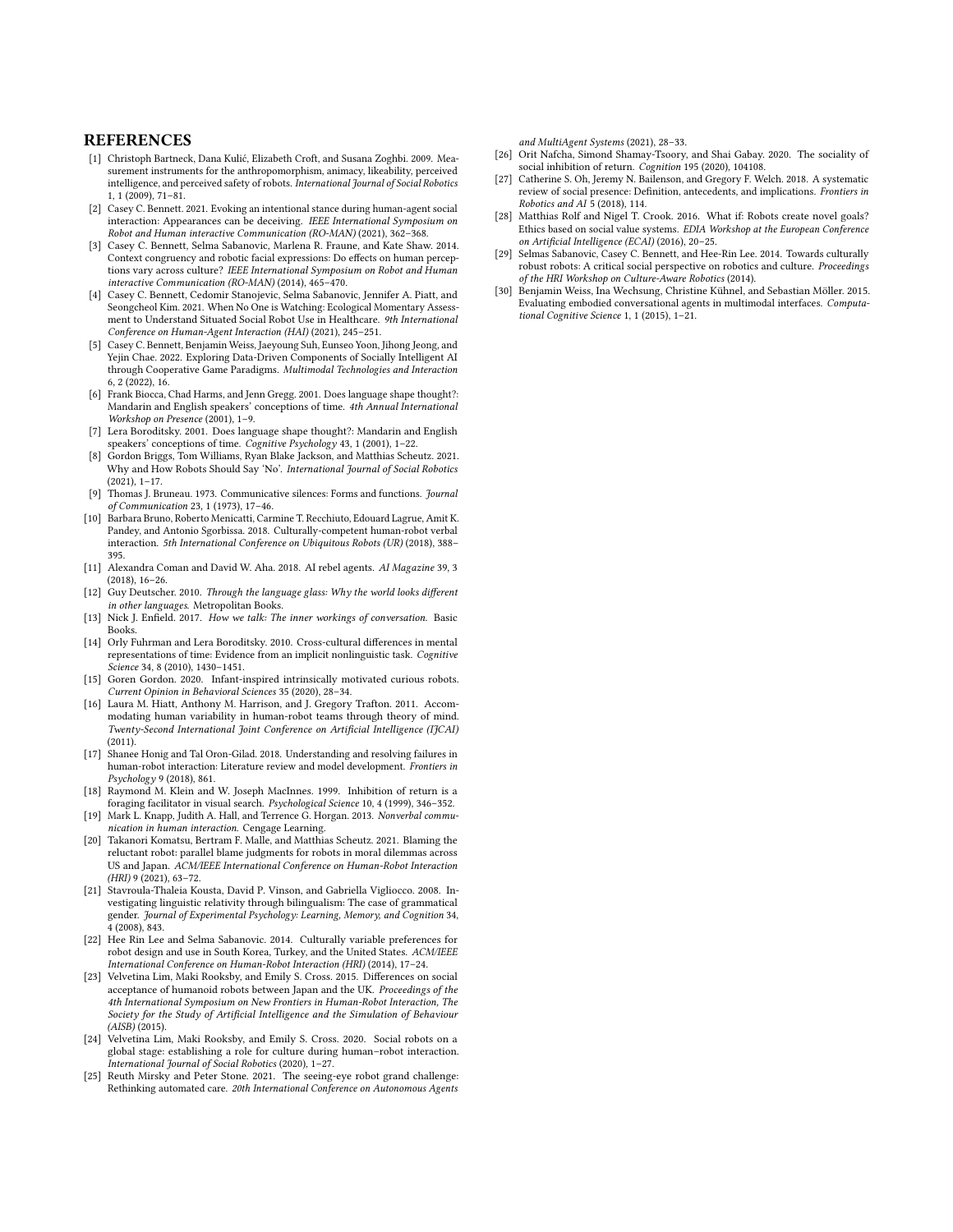# REFERENCES

[1] Christoph Bartneck, Dana Kulić, Elizabeth Croft, and Susana Zoghbi. 2009. Measurement instruments for the anthropomorphism, animacy, likeability, perceived intelligence, and perceived safety of robots. *International Journal of Social Robotics* 1, 1 (2009), 71–81.

[2] Casey C. Bennett. 2021. Evoking an intentional stance during human-agent social interaction: Appearances can be deceiving. *IEEE International Symposium on Robot and Human interactive Communication (RO-MAN)* (2021), 362–368.

[3] Casey C. Bennett, Selma Sabanovic, Marlena R. Fraune, and Kate Shaw. 2014. Context congruency and robotic facial expressions: Do effects on human perceptions vary across culture? *IEEE International Symposium on Robot and Human interactive Communication (RO-MAN)* (2014), 465–470.

[4] Casey C. Bennett, Cedomir Stanojevic, Selma Sabanovic, Jennifer A. Piatt, and Seongcheol Kim. 2021. When No One is Watching: Ecological Momentary Assessment to Understand Situated Social Robot Use in Healthcare. *9th International Conference on Human-Agent Interaction (HAI)* (2021), 245–251.

[5] Casey C. Bennett, Benjamin Weiss, Jaeyoung Suh, Eunseo Yoon, Jihong Jeong, and Yejin Chae. 2022. Exploring Data-Driven Components of Socially Intelligent AI through Cooperative Game Paradigms. *Multimodal Technologies and Interaction* 6, 2 (2022), 16.

[6] Frank Biocca, Chad Harms, and Jenn Gregg. 2001. Does language shape thought?: Mandarin and English speakers' conceptions of time. *4th Annual International Workshop on Presence* (2001), 1–9.

[7] Lera Boroditsky. 2001. Does language shape thought?: Mandarin and English speakers' conceptions of time. *Cognitive Psychology* 43, 1 (2001), 1–22.

[8] Gordon Briggs, Tom Williams, Ryan Blake Jackson, and Matthias Scheutz. 2021. Why and How Robots Should Say 'No'. *International Journal of Social Robotics* (2021), 1–17.

[9] Thomas J. Bruneau. 1973. Communicative silences: Forms and functions. *Journal of Communication* 23, 1 (1973), 17–46.

[10] Barbara Bruno, Roberto Menicatti, Carmine T. Recchiuto, Edouard Lagrue, Amit K. Pandey, and Antonio Sgorbissa. 2018. Culturally-competent human-robot verbal interaction. *5th International Conference on Ubiquitous Robots (UR)* (2018), 388–395.

[11] Alexandra Coman and David W. Aha. 2018. AI rebel agents. *AI Magazine* 39, 3 (2018), 16–26.

[12] Guy Deutscher. 2010. *Through the language glass: Why the world looks different in other languages.* Metropolitan Books.

[13] Nick J. Enfield. 2017. *How we talk: The inner workings of conversation.* Basic Books.

[14] Orly Fuhrman and Lera Boroditsky. 2010. Cross-cultural differences in mental representations of time: Evidence from an implicit nonlinguistic task. *Cognitive Science* 34, 8 (2010), 1430–1451.

[15] Goren Gordon. 2020. Infant-inspired intrinsically motivated curious robots. *Current Opinion in Behavioral Sciences* 35 (2020), 28–34.

[16] Laura M. Hiatt, Anthony M. Harrison, and J. Gregory Trafton. 2011. Accommodating human variability in human-robot teams through theory of mind. *Twenty-Second International Joint Conference on Artificial Intelligence (IJCAI)* (2011).

[17] Shanee Honig and Tal Oron-Gilad. 2018. Understanding and resolving failures in human-robot interaction: Literature review and model development. *Frontiers in Psychology* 9 (2018), 861.

[18] Raymond M. Klein and W. Joseph MacInnes. 1999. Inhibition of return is a foraging facilitator in visual search. *Psychological Science* 10, 4 (1999), 346–352.

[19] Mark L. Knapp, Judith A. Hall, and Terrence G. Horgan. 2013. *Nonverbal communication in human interaction.* Cengage Learning.

[20] Takanori Komatsu, Bertram F. Malle, and Matthias Scheutz. 2021. Blaming the reluctant robot: parallel blame judgments for robots in moral dilemmas across US and Japan. *ACM/IEEE International Conference on Human-Robot Interaction (HRI)* 9 (2021), 63–72.

[21] Stavroula-Thaleia Kousta, David P. Vinson, and Gabriella Vigliocco. 2008. Investigating linguistic relativity through bilingualism: The case of grammatical gender. *Journal of Experimental Psychology: Learning, Memory, and Cognition* 34, 4 (2008), 843.

[22] Hee Rin Lee and Selma Sabanovic. 2014. Culturally variable preferences for robot design and use in South Korea, Turkey, and the United States. *ACM/IEEE International Conference on Human-Robot Interaction (HRI)* (2014), 17–24.

[23] Velvetina Lim, Maki Rooksby, and Emily S. Cross. 2015. Differences on social acceptance of humanoid robots between Japan and the UK. *Proceedings of the 4th International Symposium on New Frontiers in Human-Robot Interaction, The Society for the Study of Artificial Intelligence and the Simulation of Behaviour (AISB)* (2015).

[24] Velvetina Lim, Maki Rooksby, and Emily S. Cross. 2020. Social robots on a global stage: establishing a role for culture during human–robot interaction. *International Journal of Social Robotics* (2020), 1–27.

[25] Reuth Mirsky and Peter Stone. 2021. The seeing-eye robot grand challenge: Rethinking automated care. *20th International Conference on Autonomous Agents and MultiAgent Systems* (2021), 28–33.

[26] Orit Nafcha, Simond Shamay-Tsoory, and Shai Gabay. 2020. The sociality of social inhibition of return. *Cognition* 195 (2020), 104108.

[27] Catherine S. Oh, Jeremy N. Bailenson, and Gregory F. Welch. 2018. A systematic review of social presence: Definition, antecedents, and implications. *Frontiers in Robotics and AI* 5 (2018), 114.

[28] Matthias Rolf and Nigel T. Crook. 2016. What if: Robots create novel goals? Ethics based on social value systems. *EDIA Workshop at the European Conference on Artificial Intelligence (ECAI)* (2016), 20–25.

[29] Selmas Sabanovic, Casey C. Bennett, and Hee-Rin Lee. 2014. Towards culturally robust robots: A critical social perspective on robotics and culture. *Proceedings of the HRI Workshop on Culture-Aware Robotics* (2014).

[30] Benjamin Weiss, Ina Wechsung, Christine Kühnel, and Sebastian Möller. 2015. Evaluating embodied conversational agents in multimodal interfaces. *Computational Cognitive Science* 1, 1 (2015), 1–21.